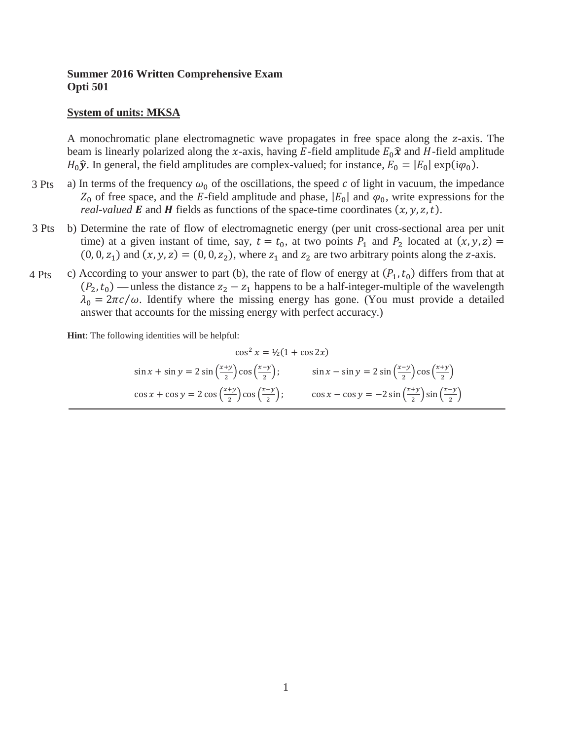**Summer 2016 Written Comprehensive Exam**
**Opti 501**

**System of units: MKSA**

A monochromatic plane electromagnetic wave propagates in free space along the $z$-axis. The beam is linearly polarized along the $x$-axis, having $E$-field amplitude $E_0\hat{\boldsymbol{x}}$ and $H$-field amplitude $H_0\hat{\boldsymbol{y}}$. In general, the field amplitudes are complex-valued; for instance, $E_0 = |E_0|\exp(\mathrm{i}\varphi_0)$.

3 Pts a) In terms of the frequency $\omega_0$ of the oscillations, the speed $c$ of light in vacuum, the impedance $Z_0$ of free space, and the $E$-field amplitude and phase, $|E_0|$ and $\varphi_0$, write expressions for the *real-valued* $\boldsymbol{E}$ and $\boldsymbol{H}$ fields as functions of the space-time coordinates $(x, y, z, t)$.

3 Pts b) Determine the rate of flow of electromagnetic energy (per unit cross-sectional area per unit time) at a given instant of time, say, $t = t_0$, at two points $P_1$ and $P_2$ located at $(x, y, z) = (0, 0, z_1)$ and $(x, y, z) = (0, 0, z_2)$, where $z_1$ and $z_2$ are two arbitrary points along the $z$-axis.

4 Pts c) According to your answer to part (b), the rate of flow of energy at $(P_1, t_0)$ differs from that at $(P_2, t_0)$ — unless the distance $z_2 - z_1$ happens to be a half-integer-multiple of the wavelength $\lambda_0 = 2\pi c/\omega$. Identify where the missing energy has gone. (You must provide a detailed answer that accounts for the missing energy with perfect accuracy.)

**Hint**: The following identities will be helpful:

$$\cos^2 x = ½(1 + \cos 2x)$$

$$\sin x + \sin y = 2\sin\left(\frac{x+y}{2}\right)\cos\left(\frac{x-y}{2}\right); \qquad \sin x - \sin y = 2\sin\left(\frac{x-y}{2}\right)\cos\left(\frac{x+y}{2}\right)$$

$$\cos x + \cos y = 2\cos\left(\frac{x+y}{2}\right)\cos\left(\frac{x-y}{2}\right); \qquad \cos x - \cos y = -2\sin\left(\frac{x+y}{2}\right)\sin\left(\frac{x-y}{2}\right)$$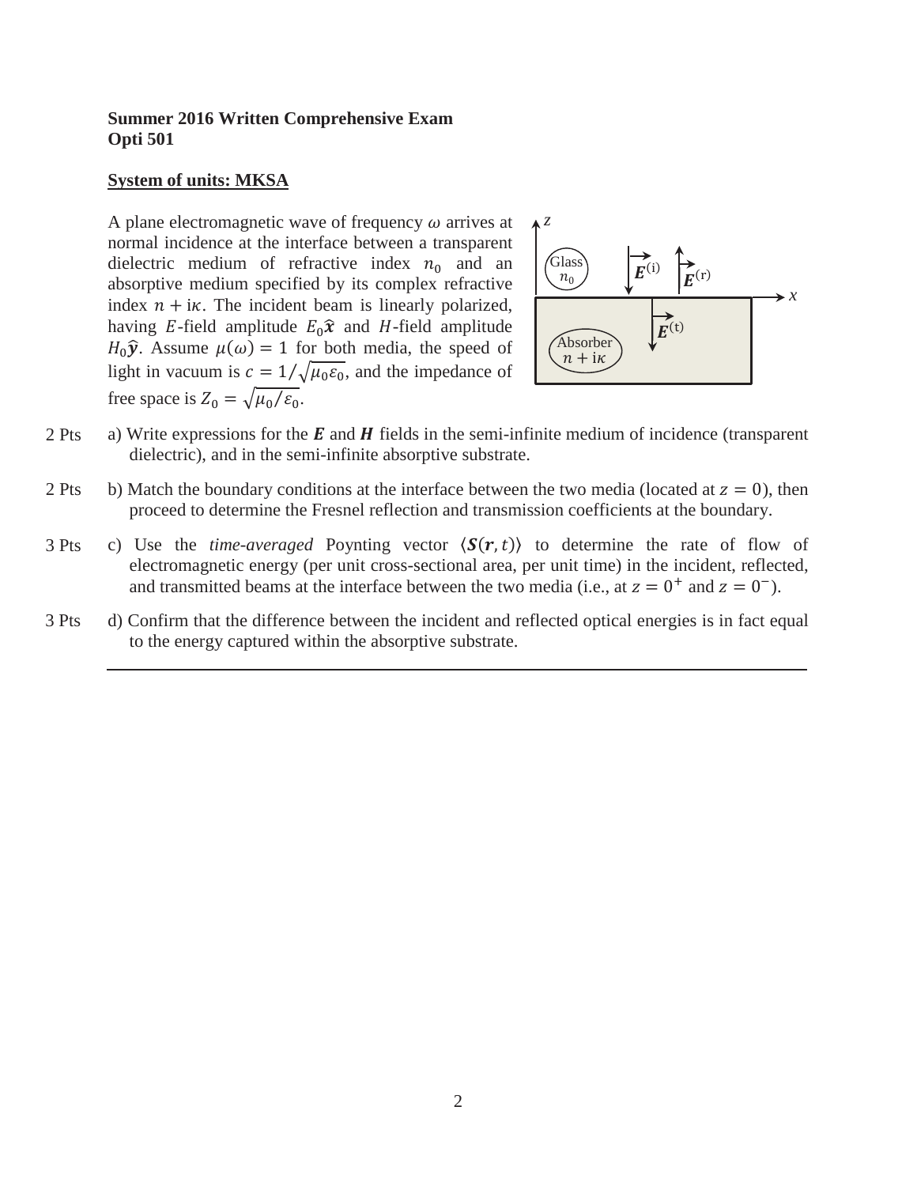**Summer 2016 Written Comprehensive Exam**
**Opti 501**

**<u>System of units: MKSA</u>**

A plane electromagnetic wave of frequency $\omega$ arrives at normal incidence at the interface between a transparent dielectric medium of refractive index $n_0$ and an absorptive medium specified by its complex refractive index $n + i\kappa$. The incident beam is linearly polarized, having $E$-field amplitude $E_0\hat{\boldsymbol{x}}$ and $H$-field amplitude $H_0\hat{\boldsymbol{y}}$. Assume $\mu(\omega) = 1$ for both media, the speed of light in vacuum is $c = 1/\sqrt{\mu_0\varepsilon_0}$, and the impedance of free space is $Z_0 = \sqrt{\mu_0/\varepsilon_0}$.

2 Pts a) Write expressions for the $\boldsymbol{E}$ and $\boldsymbol{H}$ fields in the semi-infinite medium of incidence (transparent dielectric), and in the semi-infinite absorptive substrate.

2 Pts b) Match the boundary conditions at the interface between the two media (located at $z = 0$), then proceed to determine the Fresnel reflection and transmission coefficients at the boundary.

3 Pts c) Use the *time-averaged* Poynting vector $\langle \boldsymbol{S}(\boldsymbol{r}, t)\rangle$ to determine the rate of flow of electromagnetic energy (per unit cross-sectional area, per unit time) in the incident, reflected, and transmitted beams at the interface between the two media (i.e., at $z = 0^+$ and $z = 0^-$).

3 Pts d) Confirm that the difference between the incident and reflected optical energies is in fact equal to the energy captured within the absorptive substrate.

---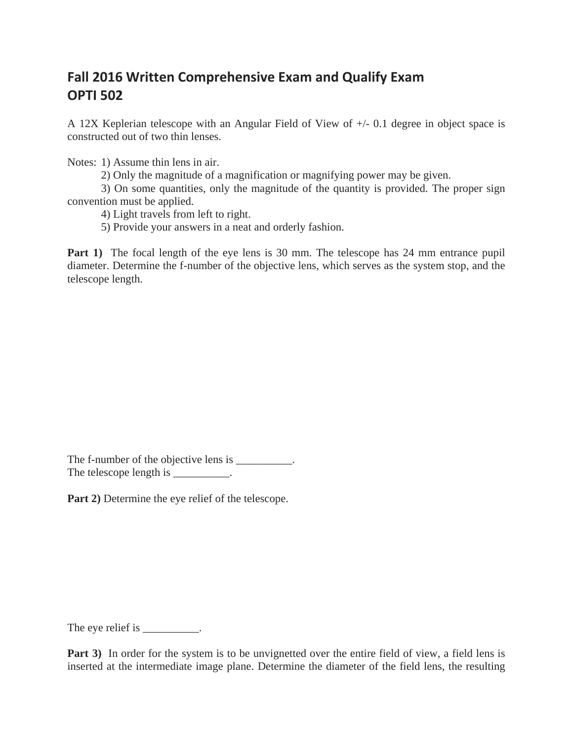## Fall 2016 Written Comprehensive Exam and Qualify Exam
## OPTI 502

A 12X Keplerian telescope with an Angular Field of View of +/- 0.1 degree in object space is constructed out of two thin lenses.

Notes: 1) Assume thin lens in air.
2) Only the magnitude of a magnification or magnifying power may be given.
3) On some quantities, only the magnitude of the quantity is provided. The proper sign convention must be applied.
4) Light travels from left to right.
5) Provide your answers in a neat and orderly fashion.

**Part 1)** The focal length of the eye lens is 30 mm. The telescope has 24 mm entrance pupil diameter. Determine the f-number of the objective lens, which serves as the system stop, and the telescope length.

The f-number of the objective lens is __________.
The telescope length is __________.

**Part 2)** Determine the eye relief of the telescope.

The eye relief is __________.

**Part 3)** In order for the system is to be unvignetted over the entire field of view, a field lens is inserted at the intermediate image plane. Determine the diameter of the field lens, the resulting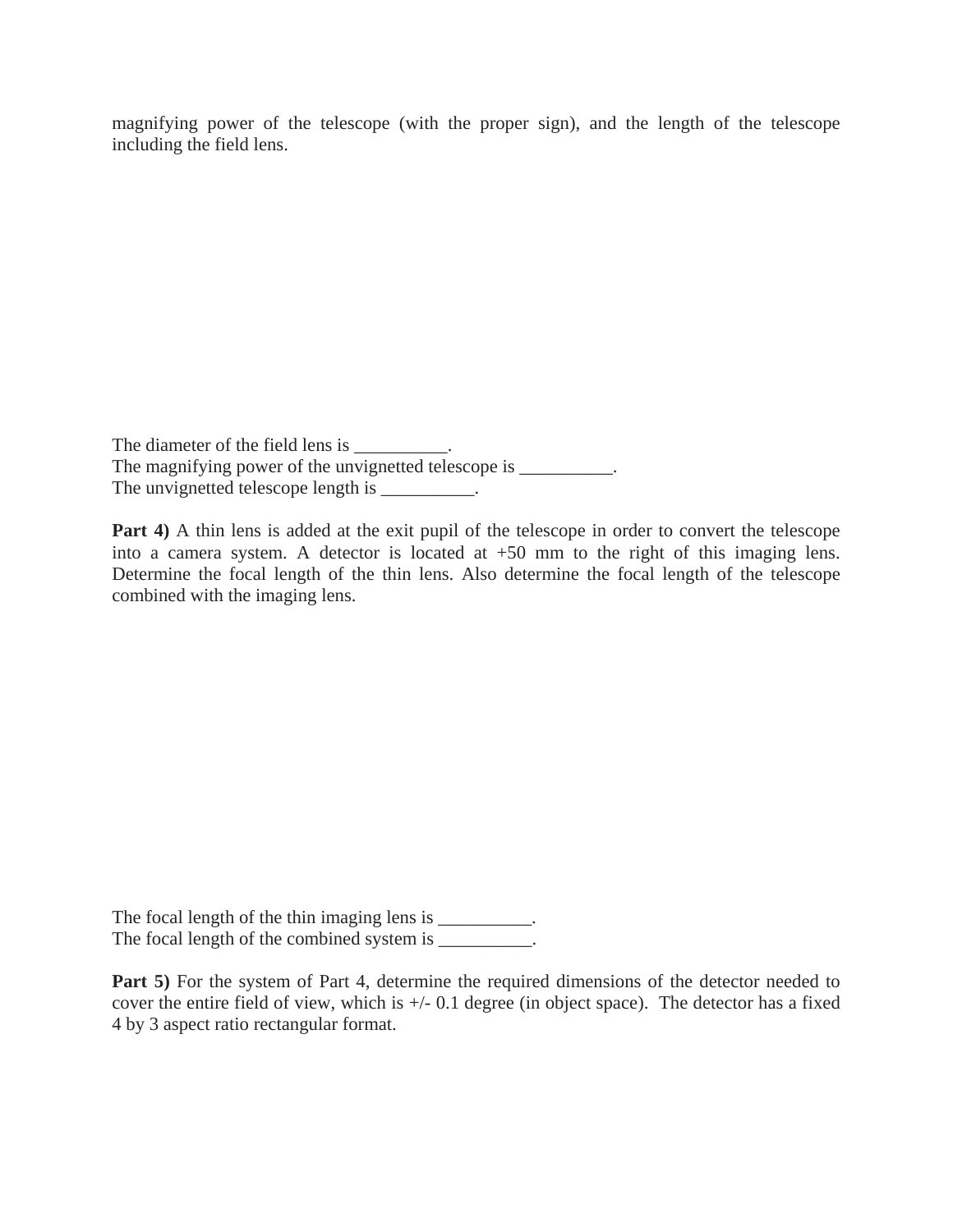magnifying power of the telescope (with the proper sign), and the length of the telescope including the field lens.

The diameter of the field lens is __________.
The magnifying power of the unvignetted telescope is __________.
The unvignetted telescope length is __________.

**Part 4)** A thin lens is added at the exit pupil of the telescope in order to convert the telescope into a camera system. A detector is located at +50 mm to the right of this imaging lens. Determine the focal length of the thin lens. Also determine the focal length of the telescope combined with the imaging lens.

The focal length of the thin imaging lens is __________.
The focal length of the combined system is __________.

**Part 5)** For the system of Part 4, determine the required dimensions of the detector needed to cover the entire field of view, which is +/- 0.1 degree (in object space). The detector has a fixed 4 by 3 aspect ratio rectangular format.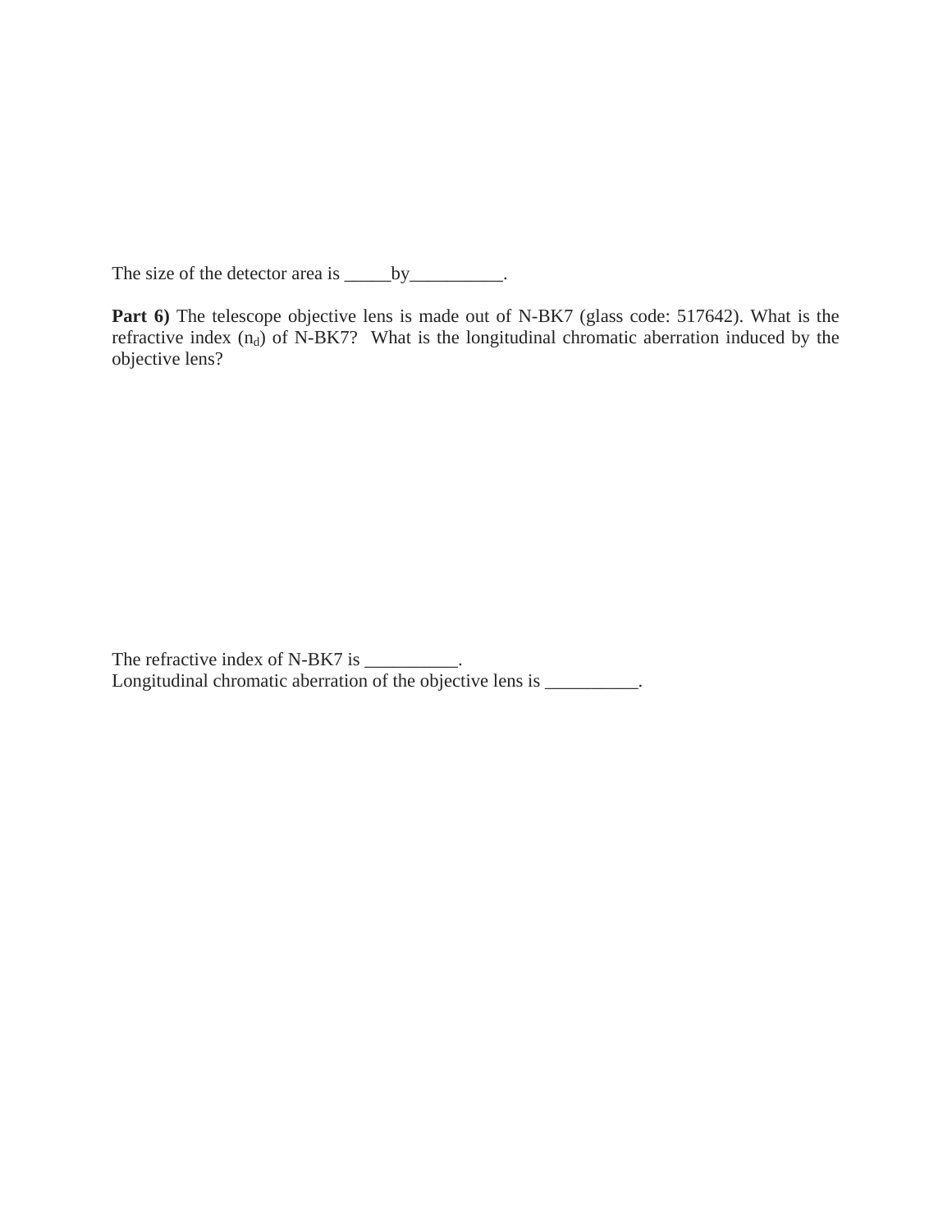The size of the detector area is _____by__________.

**Part 6)** The telescope objective lens is made out of N-BK7 (glass code: 517642). What is the refractive index ($n_d$) of N-BK7? What is the longitudinal chromatic aberration induced by the objective lens?

The refractive index of N-BK7 is __________.
Longitudinal chromatic aberration of the objective lens is __________.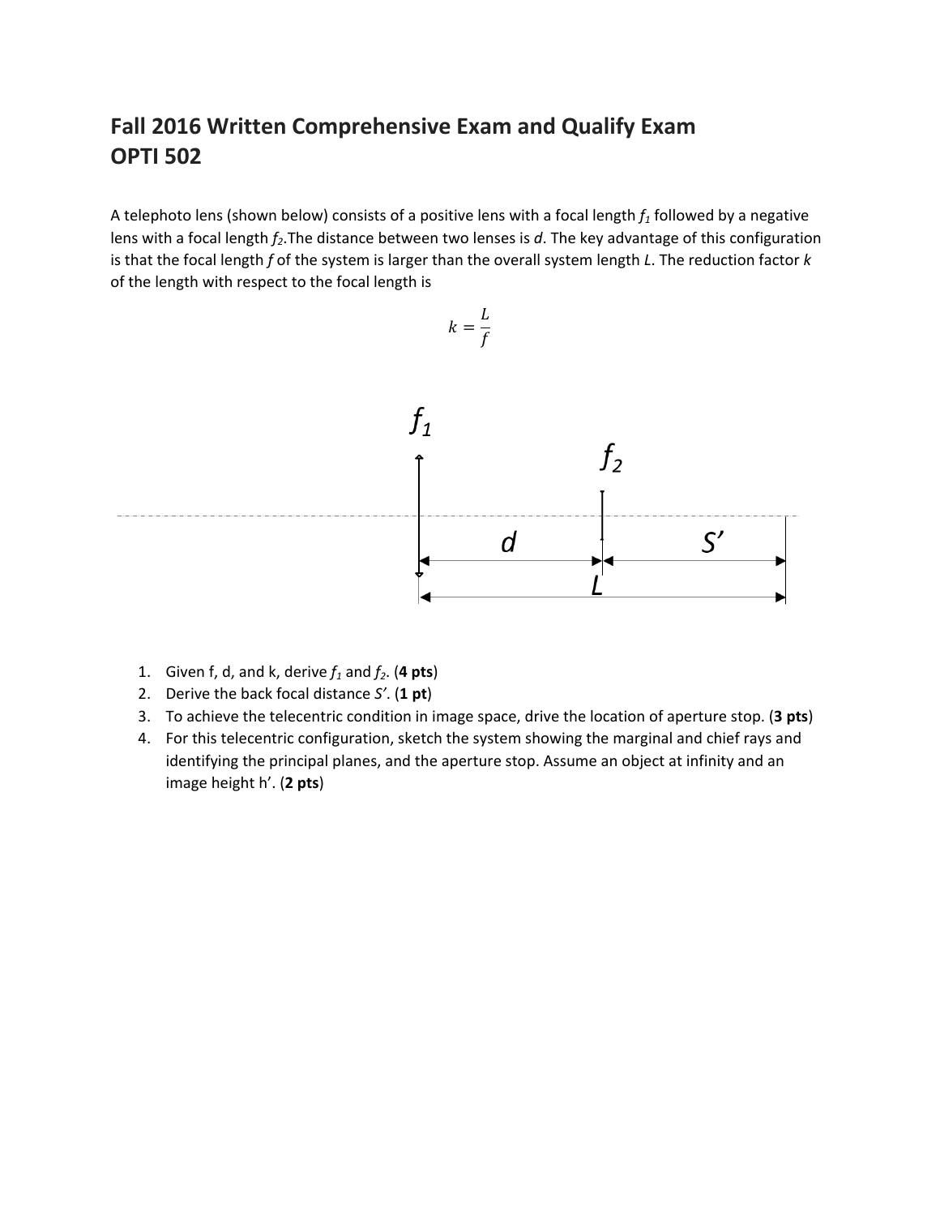# Fall 2016 Written Comprehensive Exam and Qualify Exam
# OPTI 502

A telephoto lens (shown below) consists of a positive lens with a focal length $f_1$ followed by a negative lens with a focal length $f_2$. The distance between two lenses is $d$. The key advantage of this configuration is that the focal length $f$ of the system is larger than the overall system length $L$. The reduction factor $k$ of the length with respect to the focal length is

$$k = \frac{L}{f}$$

1. Given f, d, and k, derive $f_1$ and $f_2$. (**4 pts**)
2. Derive the back focal distance $S'$. (**1 pt**)
3. To achieve the telecentric condition in image space, drive the location of aperture stop. (**3 pts**)
4. For this telecentric configuration, sketch the system showing the marginal and chief rays and identifying the principal planes, and the aperture stop. Assume an object at infinity and an image height h'. (**2 pts**)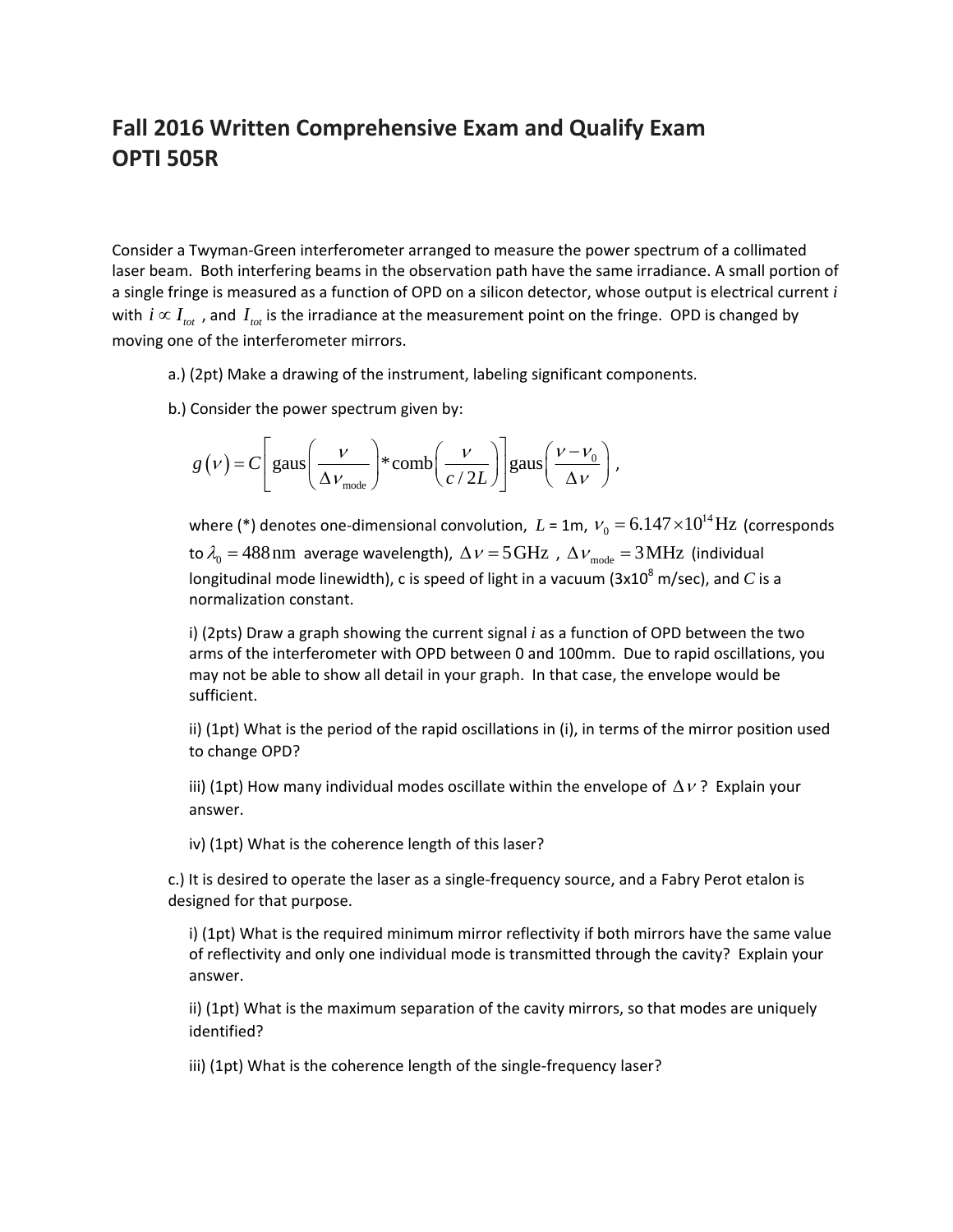# Fall 2016 Written Comprehensive Exam and Qualify Exam
# OPTI 505R

Consider a Twyman-Green interferometer arranged to measure the power spectrum of a collimated laser beam. Both interfering beams in the observation path have the same irradiance. A small portion of a single fringe is measured as a function of OPD on a silicon detector, whose output is electrical current $i$ with $i \propto I_{tot}$ , and $I_{tot}$ is the irradiance at the measurement point on the fringe. OPD is changed by moving one of the interferometer mirrors.

a.) (2pt) Make a drawing of the instrument, labeling significant components.

b.) Consider the power spectrum given by:

$$g(\nu) = C\left[\text{gaus}\left(\frac{\nu}{\Delta\nu_{\text{mode}}}\right) * \text{comb}\left(\frac{\nu}{c/2L}\right)\right]\text{gaus}\left(\frac{\nu - \nu_0}{\Delta\nu}\right),$$

where (*) denotes one-dimensional convolution, $L$ = 1m, $\nu_0 = 6.147 \times 10^{14}\,\text{Hz}$ (corresponds to $\lambda_0 = 488\,\text{nm}$ average wavelength), $\Delta\nu = 5\,\text{GHz}$ , $\Delta\nu_{\text{mode}} = 3\,\text{MHz}$ (individual longitudinal mode linewidth), c is speed of light in a vacuum (3x10[8] m/sec), and $C$ is a normalization constant.

i) (2pts) Draw a graph showing the current signal $i$ as a function of OPD between the two arms of the interferometer with OPD between 0 and 100mm. Due to rapid oscillations, you may not be able to show all detail in your graph. In that case, the envelope would be sufficient.

ii) (1pt) What is the period of the rapid oscillations in (i), in terms of the mirror position used to change OPD?

iii) (1pt) How many individual modes oscillate within the envelope of $\Delta\nu$ ? Explain your answer.

iv) (1pt) What is the coherence length of this laser?

c.) It is desired to operate the laser as a single-frequency source, and a Fabry Perot etalon is designed for that purpose.

i) (1pt) What is the required minimum mirror reflectivity if both mirrors have the same value of reflectivity and only one individual mode is transmitted through the cavity? Explain your answer.

ii) (1pt) What is the maximum separation of the cavity mirrors, so that modes are uniquely identified?

iii) (1pt) What is the coherence length of the single-frequency laser?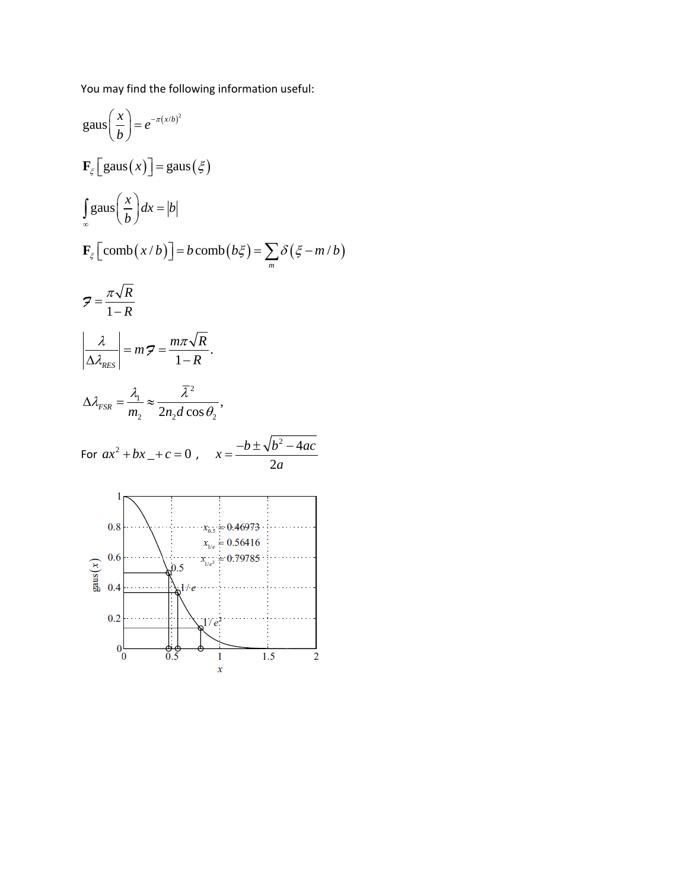You may find the following information useful:

$$\mathrm{gaus}\left(\frac{x}{b}\right) = e^{-\pi(x/b)^2}$$

$$\mathbf{F}_\xi\left[\mathrm{gaus}(x)\right] = \mathrm{gaus}(\xi)$$

$$\int_\infty \mathrm{gaus}\left(\frac{x}{b}\right) dx = |b|$$

$$\mathbf{F}_\xi\left[\mathrm{comb}(x/b)\right] = b\,\mathrm{comb}(b\xi) = \sum_m \delta(\xi - m/b)$$

$$\mathcal{F} = \frac{\pi\sqrt{R}}{1-R}$$

$$\left|\frac{\lambda}{\Delta\lambda_{RES}}\right| = m\mathcal{F} = \frac{m\pi\sqrt{R}}{1-R}.$$

$$\Delta\lambda_{FSR} = \frac{\lambda_1}{m_2} \approx \frac{\bar{\lambda}^2}{2n_2 d\cos\theta_2},$$

For $ax^2 + bx\_ + c = 0$ , $\quad x = \dfrac{-b \pm \sqrt{b^2 - 4ac}}{2a}$

$x_{0.5} = 0.46973$

$x_{1/e} = 0.56416$

$x_{1/e^2} = 0.79785$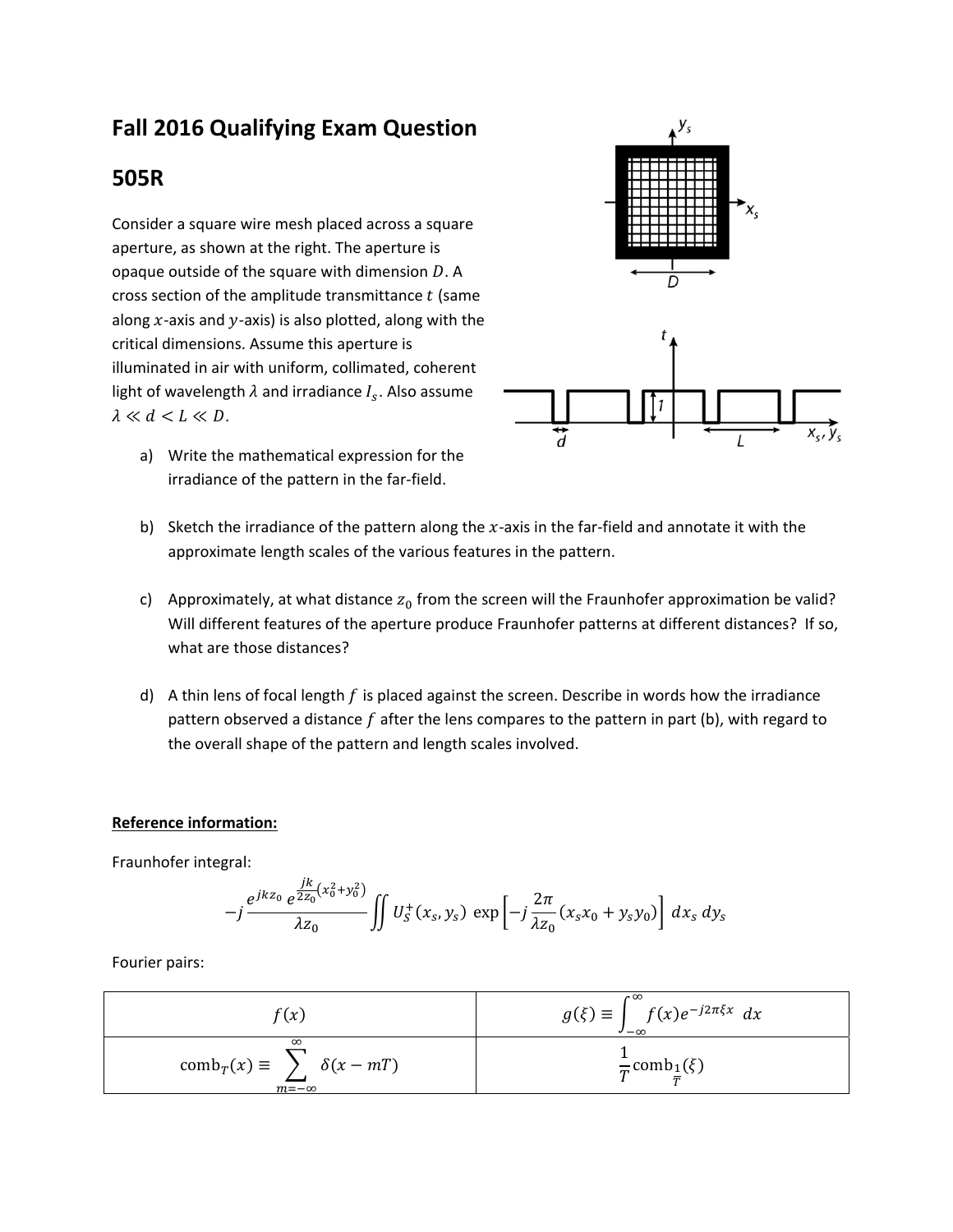# Fall 2016 Qualifying Exam Question

## 505R

Consider a square wire mesh placed across a square aperture, as shown at the right. The aperture is opaque outside of the square with dimension $D$. A cross section of the amplitude transmittance $t$ (same along $x$-axis and $y$-axis) is also plotted, along with the critical dimensions. Assume this aperture is illuminated in air with uniform, collimated, coherent light of wavelength $\lambda$ and irradiance $I_s$. Also assume $\lambda \ll d < L \ll D$.

a) Write the mathematical expression for the irradiance of the pattern in the far-field.

b) Sketch the irradiance of the pattern along the $x$-axis in the far-field and annotate it with the approximate length scales of the various features in the pattern.

c) Approximately, at what distance $z_0$ from the screen will the Fraunhofer approximation be valid? Will different features of the aperture produce Fraunhofer patterns at different distances? If so, what are those distances?

d) A thin lens of focal length $f$ is placed against the screen. Describe in words how the irradiance pattern observed a distance $f$ after the lens compares to the pattern in part (b), with regard to the overall shape of the pattern and length scales involved.

**Reference information:**

Fraunhofer integral:

$$-j\frac{e^{jkz_0}\, e^{\frac{jk}{2z_0}(x_0^2+y_0^2)}}{\lambda z_0}\iint U_S^+(x_s,y_s)\,\exp\left[-j\frac{2\pi}{\lambda z_0}(x_s x_0 + y_s y_0)\right]\,dx_s\,dy_s$$

Fourier pairs:

| $f(x)$ | $g(\xi) \equiv \int_{-\infty}^{\infty} f(x)e^{-j2\pi\xi x}\,dx$ |
|---|---|
| $\text{comb}_T(x) \equiv \sum_{m=-\infty}^{\infty}\delta(x-mT)$ | $\frac{1}{T}\text{comb}_{\frac{1}{T}}(\xi)$ |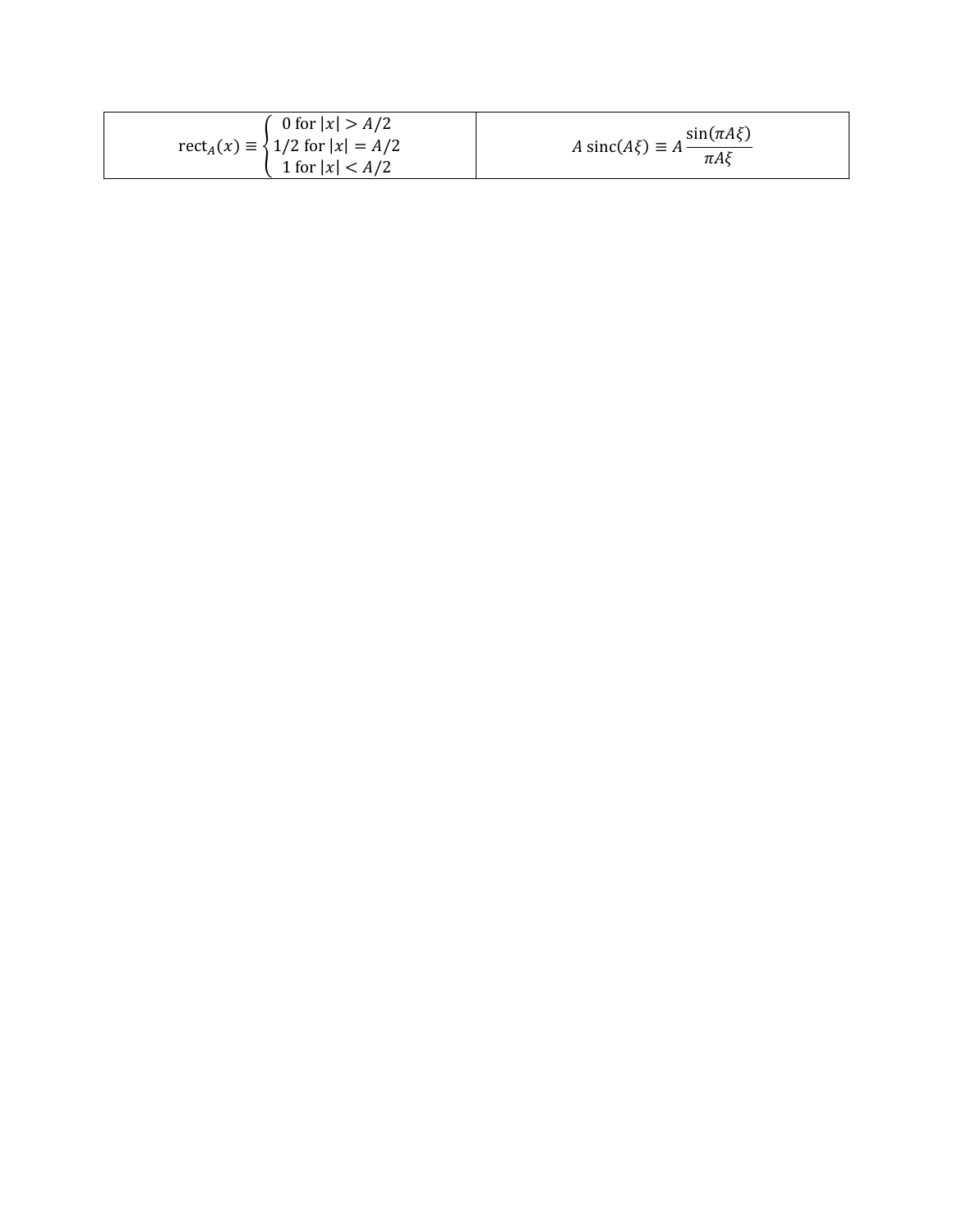| | |
|---|---|
| $\mathrm{rect}_A(x) \equiv \begin{cases} 0 \text{ for } \lvert x \rvert > A/2 \\ 1/2 \text{ for } \lvert x \rvert = A/2 \\ 1 \text{ for } \lvert x \rvert < A/2 \end{cases}$ | $A\,\mathrm{sinc}(A\xi) \equiv A\,\dfrac{\sin(\pi A\xi)}{\pi A\xi}$ |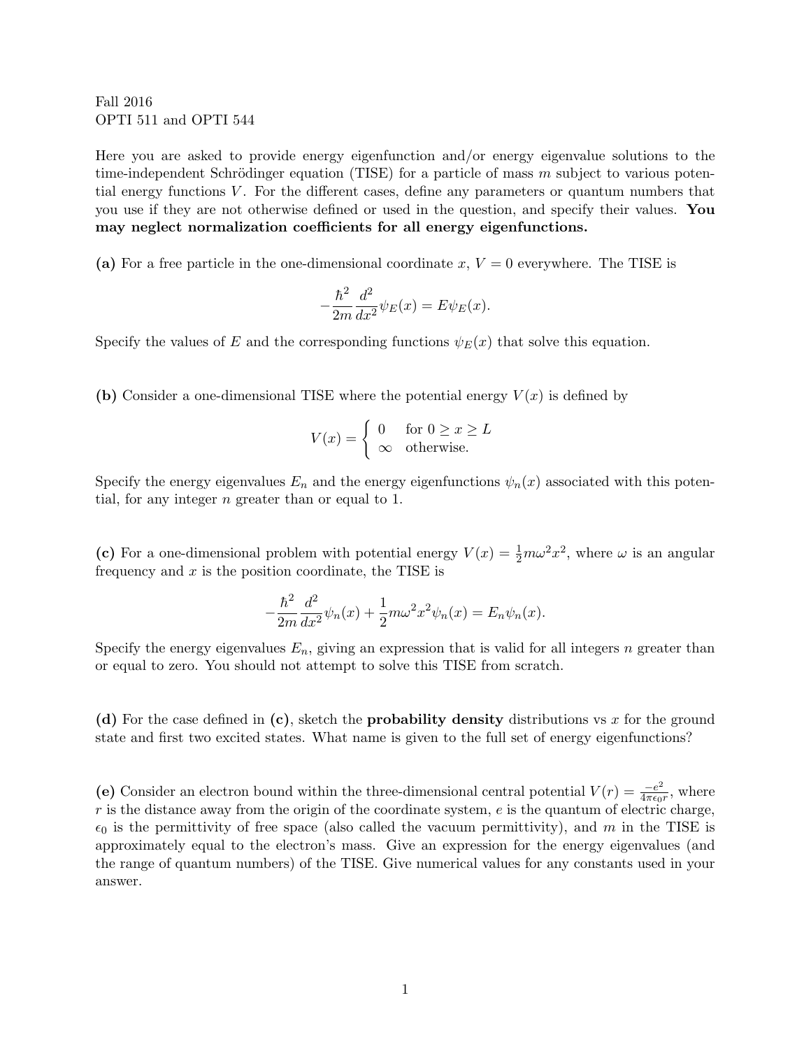Fall 2016

OPTI 511 and OPTI 544

Here you are asked to provide energy eigenfunction and/or energy eigenvalue solutions to the time-independent Schrödinger equation (TISE) for a particle of mass $m$ subject to various potential energy functions $V$. For the different cases, define any parameters or quantum numbers that you use if they are not otherwise defined or used in the question, and specify their values. **You may neglect normalization coefficients for all energy eigenfunctions.**

**(a)** For a free particle in the one-dimensional coordinate $x$, $V = 0$ everywhere. The TISE is

$$-\frac{\hbar^2}{2m}\frac{d^2}{dx^2}\psi_E(x) = E\psi_E(x).$$

Specify the values of $E$ and the corresponding functions $\psi_E(x)$ that solve this equation.

**(b)** Consider a one-dimensional TISE where the potential energy $V(x)$ is defined by

$$V(x) = \begin{cases} 0 & \text{for } 0 \geq x \geq L \\ \infty & \text{otherwise.} \end{cases}$$

Specify the energy eigenvalues $E_n$ and the energy eigenfunctions $\psi_n(x)$ associated with this potential, for any integer $n$ greater than or equal to 1.

**(c)** For a one-dimensional problem with potential energy $V(x) = \frac{1}{2}m\omega^2 x^2$, where $\omega$ is an angular frequency and $x$ is the position coordinate, the TISE is

$$-\frac{\hbar^2}{2m}\frac{d^2}{dx^2}\psi_n(x) + \frac{1}{2}m\omega^2 x^2\psi_n(x) = E_n\psi_n(x).$$

Specify the energy eigenvalues $E_n$, giving an expression that is valid for all integers $n$ greater than or equal to zero. You should not attempt to solve this TISE from scratch.

**(d)** For the case defined in **(c)**, sketch the **probability density** distributions vs $x$ for the ground state and first two excited states. What name is given to the full set of energy eigenfunctions?

**(e)** Consider an electron bound within the three-dimensional central potential $V(r) = \frac{-e^2}{4\pi\epsilon_0 r}$, where $r$ is the distance away from the origin of the coordinate system, $e$ is the quantum of electric charge, $\epsilon_0$ is the permittivity of free space (also called the vacuum permittivity), and $m$ in the TISE is approximately equal to the electron's mass. Give an expression for the energy eigenvalues (and the range of quantum numbers) of the TISE. Give numerical values for any constants used in your answer.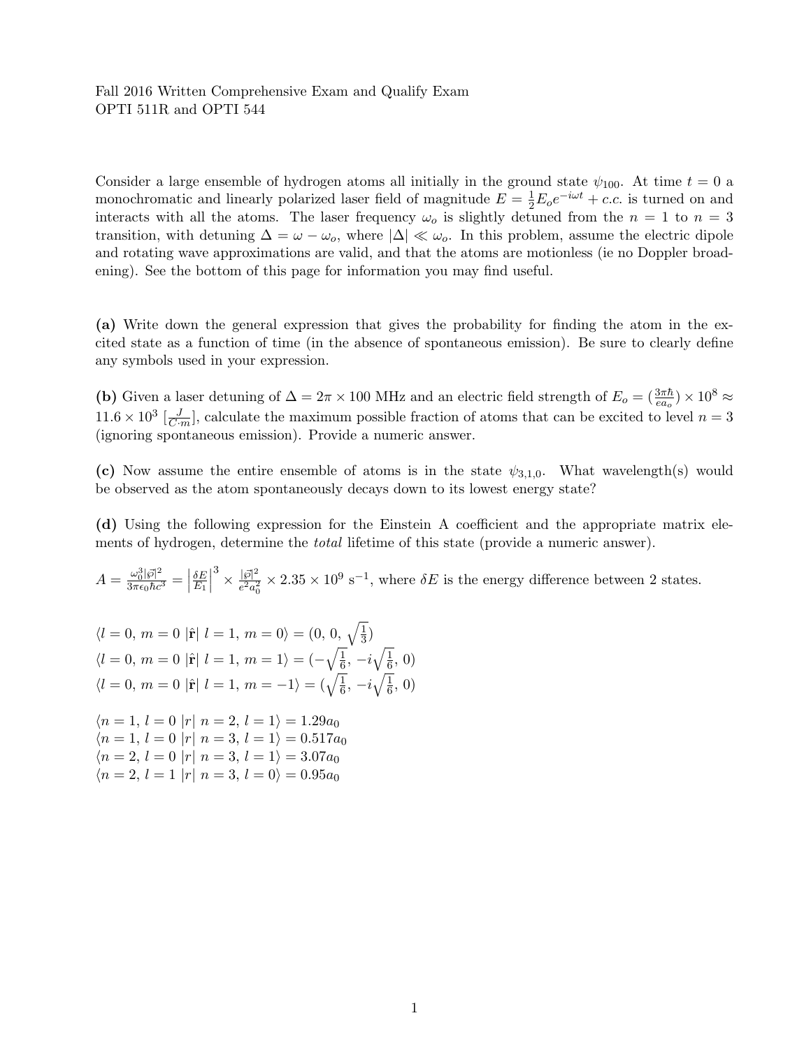Fall 2016 Written Comprehensive Exam and Qualify Exam
OPTI 511R and OPTI 544

Consider a large ensemble of hydrogen atoms all initially in the ground state $\psi_{100}$. At time $t = 0$ a monochromatic and linearly polarized laser field of magnitude $E = \frac{1}{2}E_o e^{-i\omega t} + c.c.$ is turned on and interacts with all the atoms. The laser frequency $\omega_o$ is slightly detuned from the $n = 1$ to $n = 3$ transition, with detuning $\Delta = \omega - \omega_o$, where $|\Delta| \ll \omega_o$. In this problem, assume the electric dipole and rotating wave approximations are valid, and that the atoms are motionless (ie no Doppler broadening). See the bottom of this page for information you may find useful.

**(a)** Write down the general expression that gives the probability for finding the atom in the excited state as a function of time (in the absence of spontaneous emission). Be sure to clearly define any symbols used in your expression.

**(b)** Given a laser detuning of $\Delta = 2\pi \times 100$ MHz and an electric field strength of $E_o = (\frac{3\pi\hbar}{ea_o}) \times 10^8 \approx 11.6 \times 10^3$ $[\frac{J}{C \cdot m}]$, calculate the maximum possible fraction of atoms that can be excited to level $n = 3$ (ignoring spontaneous emission). Provide a numeric answer.

**(c)** Now assume the entire ensemble of atoms is in the state $\psi_{3,1,0}$. What wavelength(s) would be observed as the atom spontaneously decays down to its lowest energy state?

**(d)** Using the following expression for the Einstein A coefficient and the appropriate matrix elements of hydrogen, determine the *total* lifetime of this state (provide a numeric answer).

$A = \frac{\omega_0^3 |\vec{\wp}|^2}{3\pi\epsilon_0 \hbar c^3} = \left|\frac{\delta E}{E_1}\right|^3 \times \frac{|\vec{\wp}|^2}{e^2 a_0^2} \times 2.35 \times 10^9$ s$^{-1}$, where $\delta E$ is the energy difference between 2 states.

$$\langle l = 0,\, m = 0\, |\hat{\mathbf{r}}|\, l = 1,\, m = 0\rangle = (0,\, 0,\, \sqrt{\tfrac{1}{3}})$$
$$\langle l = 0,\, m = 0\, |\hat{\mathbf{r}}|\, l = 1,\, m = 1\rangle = (-\sqrt{\tfrac{1}{6}},\, -i\sqrt{\tfrac{1}{6}},\, 0)$$
$$\langle l = 0,\, m = 0\, |\hat{\mathbf{r}}|\, l = 1,\, m = -1\rangle = (\sqrt{\tfrac{1}{6}},\, -i\sqrt{\tfrac{1}{6}},\, 0)$$

$$\langle n = 1,\, l = 0\, |r|\, n = 2,\, l = 1\rangle = 1.29a_0$$
$$\langle n = 1,\, l = 0\, |r|\, n = 3,\, l = 1\rangle = 0.517a_0$$
$$\langle n = 2,\, l = 0\, |r|\, n = 3,\, l = 1\rangle = 3.07a_0$$
$$\langle n = 2,\, l = 1\, |r|\, n = 3,\, l = 0\rangle = 0.95a_0$$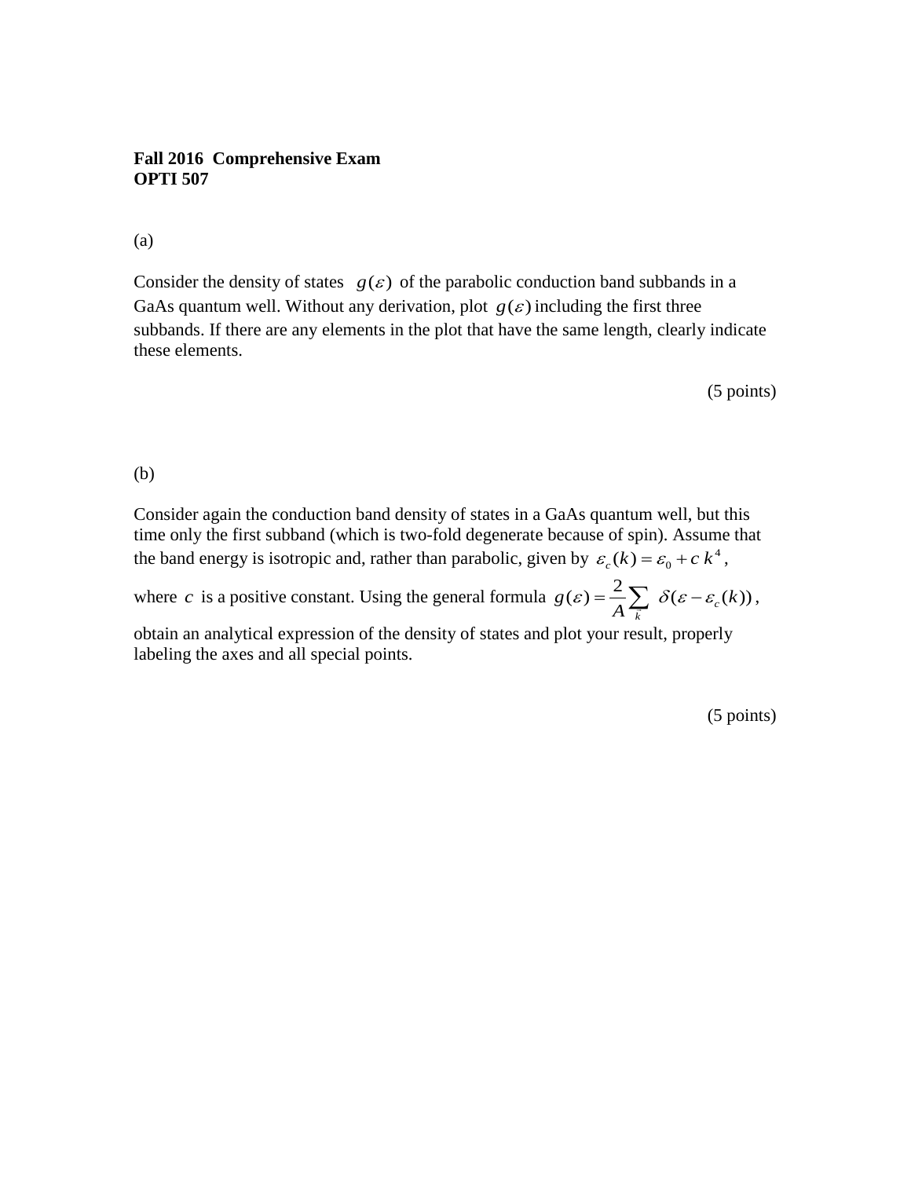**Fall 2016 Comprehensive Exam**
**OPTI 507**

(a)

Consider the density of states $g(\varepsilon)$ of the parabolic conduction band subbands in a GaAs quantum well. Without any derivation, plot $g(\varepsilon)$ including the first three subbands. If there are any elements in the plot that have the same length, clearly indicate these elements.

(5 points)

(b)

Consider again the conduction band density of states in a GaAs quantum well, but this time only the first subband (which is two-fold degenerate because of spin). Assume that the band energy is isotropic and, rather than parabolic, given by $\varepsilon_c(k) = \varepsilon_0 + c\,k^4$, where $c$ is a positive constant. Using the general formula $g(\varepsilon) = \dfrac{2}{A}\sum_{\vec{k}} \delta(\varepsilon - \varepsilon_c(k))$, obtain an analytical expression of the density of states and plot your result, properly labeling the axes and all special points.

(5 points)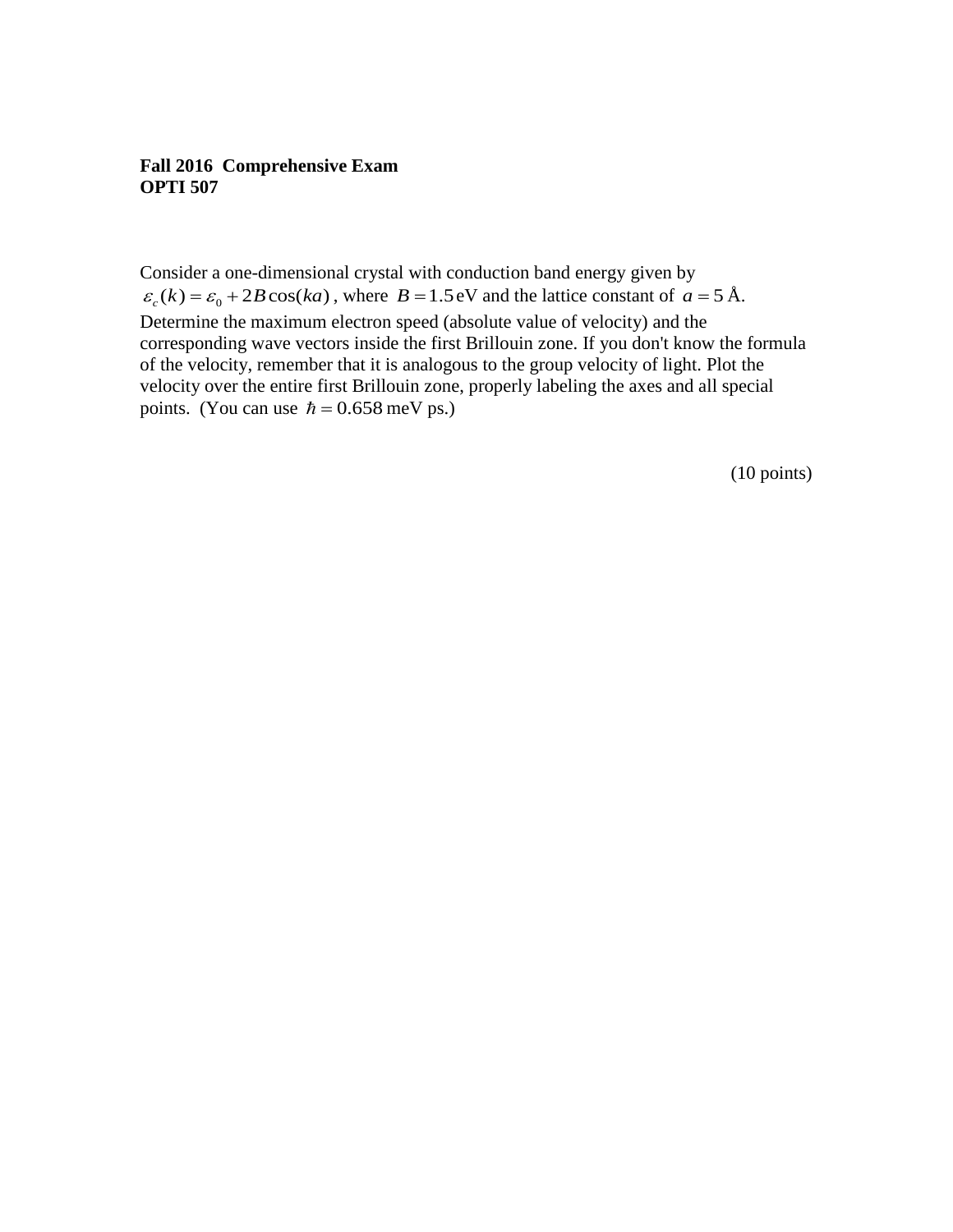**Fall 2016 Comprehensive Exam**
**OPTI 507**

Consider a one-dimensional crystal with conduction band energy given by $\varepsilon_c(k) = \varepsilon_0 + 2B\cos(ka)$, where $B = 1.5\,\text{eV}$ and the lattice constant of $a = 5$ Å. Determine the maximum electron speed (absolute value of velocity) and the corresponding wave vectors inside the first Brillouin zone. If you don't know the formula of the velocity, remember that it is analogous to the group velocity of light. Plot the velocity over the entire first Brillouin zone, properly labeling the axes and all special points. (You can use $\hbar = 0.658\,\text{meV ps}$.)

(10 points)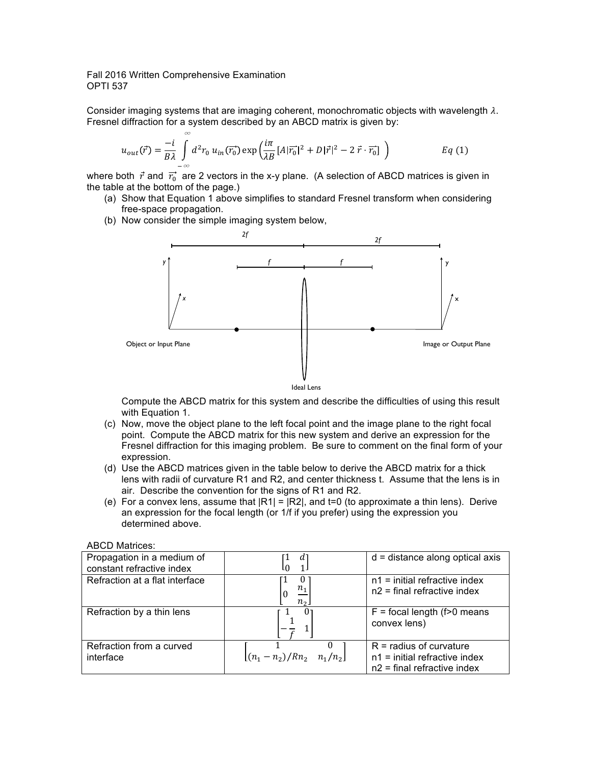Fall 2016 Written Comprehensive Examination
OPTI 537

Consider imaging systems that are imaging coherent, monochromatic objects with wavelength $\lambda$. Fresnel diffraction for a system described by an ABCD matrix is given by:

$$u_{out}(\vec{r}) = \frac{-i}{B\lambda} \int_{-\infty}^{\infty} d^2 r_0 \, u_{in}(\vec{r_0}) \exp\left( \frac{i\pi}{\lambda B} \left[ A|\vec{r_0}|^2 + D|\vec{r}|^2 - 2\,\vec{r} \cdot \vec{r_0} \right] \right) \qquad Eq\ (1)$$

where both $\vec{r}$ and $\vec{r_0}$ are 2 vectors in the x-y plane. (A selection of ABCD matrices is given in the table at the bottom of the page.)

(a) Show that Equation 1 above simplifies to standard Fresnel transform when considering free-space propagation.

(b) Now consider the simple imaging system below,

2f 2f

f f

Object or Input Plane | Ideal Lens | Image or Output Plane

Compute the ABCD matrix for this system and describe the difficulties of using this result with Equation 1.

(c) Now, move the object plane to the left focal point and the image plane to the right focal point. Compute the ABCD matrix for this new system and derive an expression for the Fresnel diffraction for this imaging problem. Be sure to comment on the final form of your expression.

(d) Use the ABCD matrices given in the table below to derive the ABCD matrix for a thick lens with radii of curvature R1 and R2, and center thickness t. Assume that the lens is in air. Describe the convention for the signs of R1 and R2.

(e) For a convex lens, assume that |R1| = |R2|, and t=0 (to approximate a thin lens). Derive an expression for the focal length (or 1/f if you prefer) using the expression you determined above.

ABCD Matrices:

| | | |
|---|---|---|
| Propagation in a medium of constant refractive index | $\begin{bmatrix} 1 & d \\ 0 & 1 \end{bmatrix}$ | d = distance along optical axis |
| Refraction at a flat interface | $\begin{bmatrix} 1 & 0 \\ 0 & \frac{n_1}{n_2} \end{bmatrix}$ | n1 = initial refractive index<br>n2 = final refractive index |
| Refraction by a thin lens | $\begin{bmatrix} 1 & 0 \\ -\frac{1}{f} & 1 \end{bmatrix}$ | F = focal length (f>0 means convex lens) |
| Refraction from a curved interface | $\begin{bmatrix} 1 & 0 \\ (n_1 - n_2)/Rn_2 & n_1/n_2 \end{bmatrix}$ | R = radius of curvature<br>n1 = initial refractive index<br>n2 = final refractive index |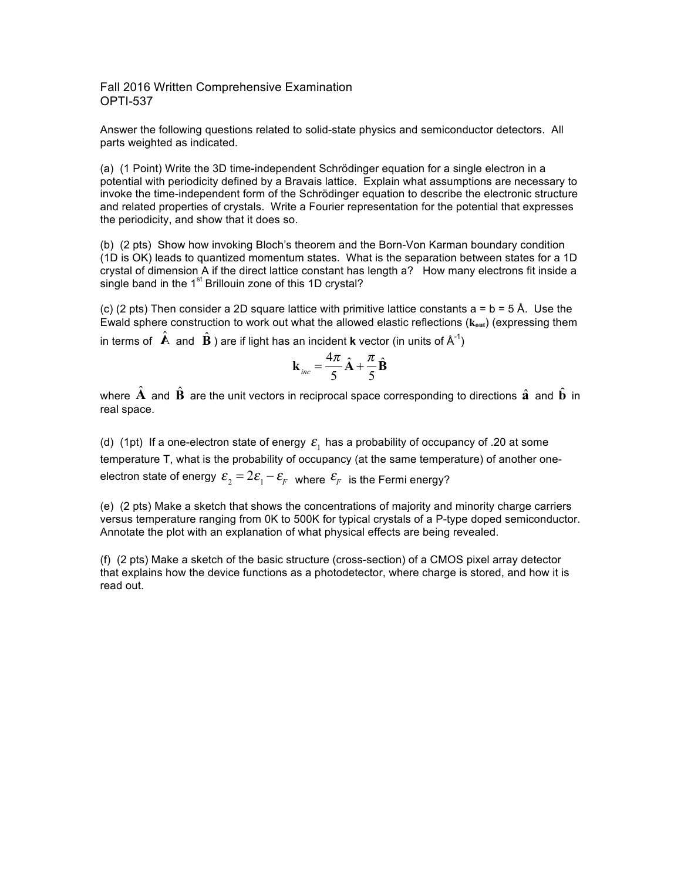Fall 2016 Written Comprehensive Examination
OPTI-537

Answer the following questions related to solid-state physics and semiconductor detectors. All parts weighted as indicated.

(a) (1 Point) Write the 3D time-independent Schrödinger equation for a single electron in a potential with periodicity defined by a Bravais lattice. Explain what assumptions are necessary to invoke the time-independent form of the Schrödinger equation to describe the electronic structure and related properties of crystals. Write a Fourier representation for the potential that expresses the periodicity, and show that it does so.

(b) (2 pts) Show how invoking Bloch's theorem and the Born-Von Karman boundary condition (1D is OK) leads to quantized momentum states. What is the separation between states for a 1D crystal of dimension A if the direct lattice constant has length a? How many electrons fit inside a single band in the 1st Brillouin zone of this 1D crystal?

(c) (2 pts) Then consider a 2D square lattice with primitive lattice constants a = b = 5 Å. Use the Ewald sphere construction to work out what the allowed elastic reflections ($\mathbf{k_{out}}$) (expressing them in terms of $\hat{\mathbf{A}}$ and $\hat{\mathbf{B}}$ ) are if light has an incident **k** vector (in units of $Å^{-1}$)

$$\mathbf{k}_{inc} = \frac{4\pi}{5}\hat{\mathbf{A}} + \frac{\pi}{5}\hat{\mathbf{B}}$$

where $\hat{\mathbf{A}}$ and $\hat{\mathbf{B}}$ are the unit vectors in reciprocal space corresponding to directions $\hat{\mathbf{a}}$ and $\hat{\mathbf{b}}$ in real space.

(d) (1pt) If a one-electron state of energy $\varepsilon_1$ has a probability of occupancy of .20 at some temperature T, what is the probability of occupancy (at the same temperature) of another one-electron state of energy $\varepsilon_2 = 2\varepsilon_1 - \varepsilon_F$ where $\varepsilon_F$ is the Fermi energy?

(e) (2 pts) Make a sketch that shows the concentrations of majority and minority charge carriers versus temperature ranging from 0K to 500K for typical crystals of a P-type doped semiconductor. Annotate the plot with an explanation of what physical effects are being revealed.

(f) (2 pts) Make a sketch of the basic structure (cross-section) of a CMOS pixel array detector that explains how the device functions as a photodetector, where charge is stored, and how it is read out.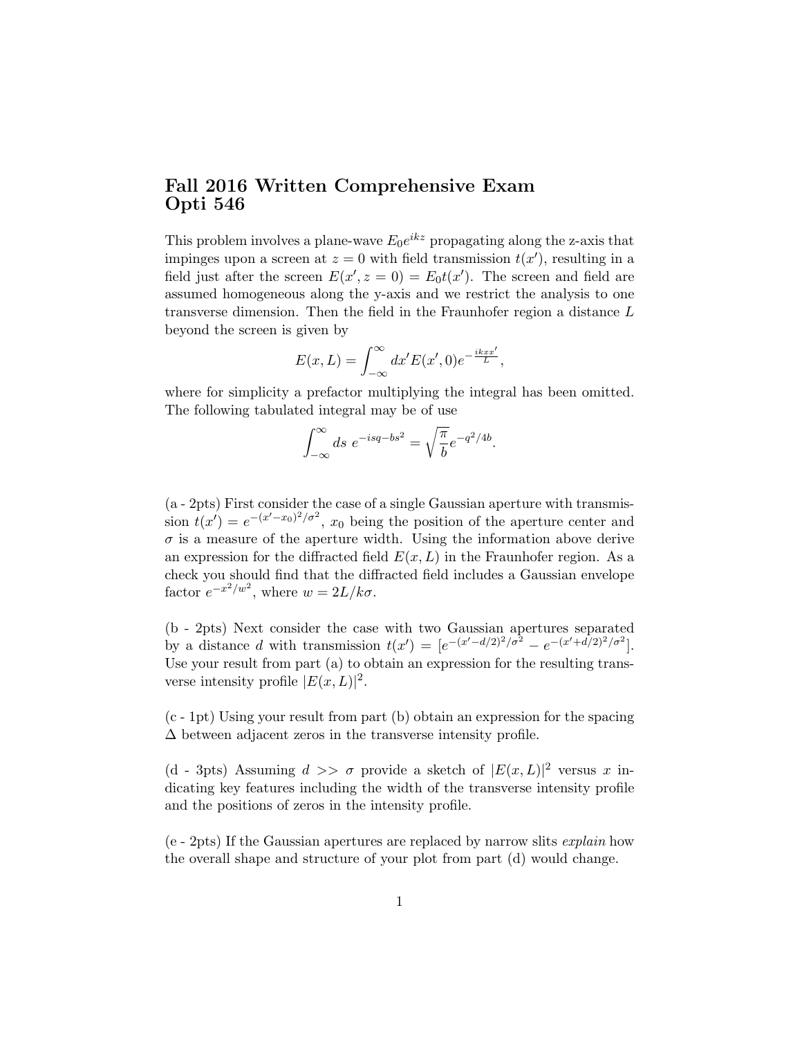# Fall 2016 Written Comprehensive Exam
# Opti 546

This problem involves a plane-wave $E_0 e^{ikz}$ propagating along the z-axis that impinges upon a screen at $z = 0$ with field transmission $t(x')$, resulting in a field just after the screen $E(x', z = 0) = E_0 t(x')$. The screen and field are assumed homogeneous along the y-axis and we restrict the analysis to one transverse dimension. Then the field in the Fraunhofer region a distance $L$ beyond the screen is given by

$$E(x, L) = \int_{-\infty}^{\infty} dx' E(x', 0) e^{-\frac{ikxx'}{L}},$$

where for simplicity a prefactor multiplying the integral has been omitted. The following tabulated integral may be of use

$$\int_{-\infty}^{\infty} ds \; e^{-isq - bs^2} = \sqrt{\frac{\pi}{b}} e^{-q^2/4b}.$$

(a - 2pts) First consider the case of a single Gaussian aperture with transmission $t(x') = e^{-(x'-x_0)^2/\sigma^2}$, $x_0$ being the position of the aperture center and $\sigma$ is a measure of the aperture width. Using the information above derive an expression for the diffracted field $E(x, L)$ in the Fraunhofer region. As a check you should find that the diffracted field includes a Gaussian envelope factor $e^{-x^2/w^2}$, where $w = 2L/k\sigma$.

(b - 2pts) Next consider the case with two Gaussian apertures separated by a distance $d$ with transmission $t(x') = [e^{-(x'-d/2)^2/\sigma^2} - e^{-(x'+d/2)^2/\sigma^2}]$. Use your result from part (a) to obtain an expression for the resulting transverse intensity profile $|E(x, L)|^2$.

(c - 1pt) Using your result from part (b) obtain an expression for the spacing $\Delta$ between adjacent zeros in the transverse intensity profile.

(d - 3pts) Assuming $d >> \sigma$ provide a sketch of $|E(x, L)|^2$ versus $x$ indicating key features including the width of the transverse intensity profile and the positions of zeros in the intensity profile.

(e - 2pts) If the Gaussian apertures are replaced by narrow slits *explain* how the overall shape and structure of your plot from part (d) would change.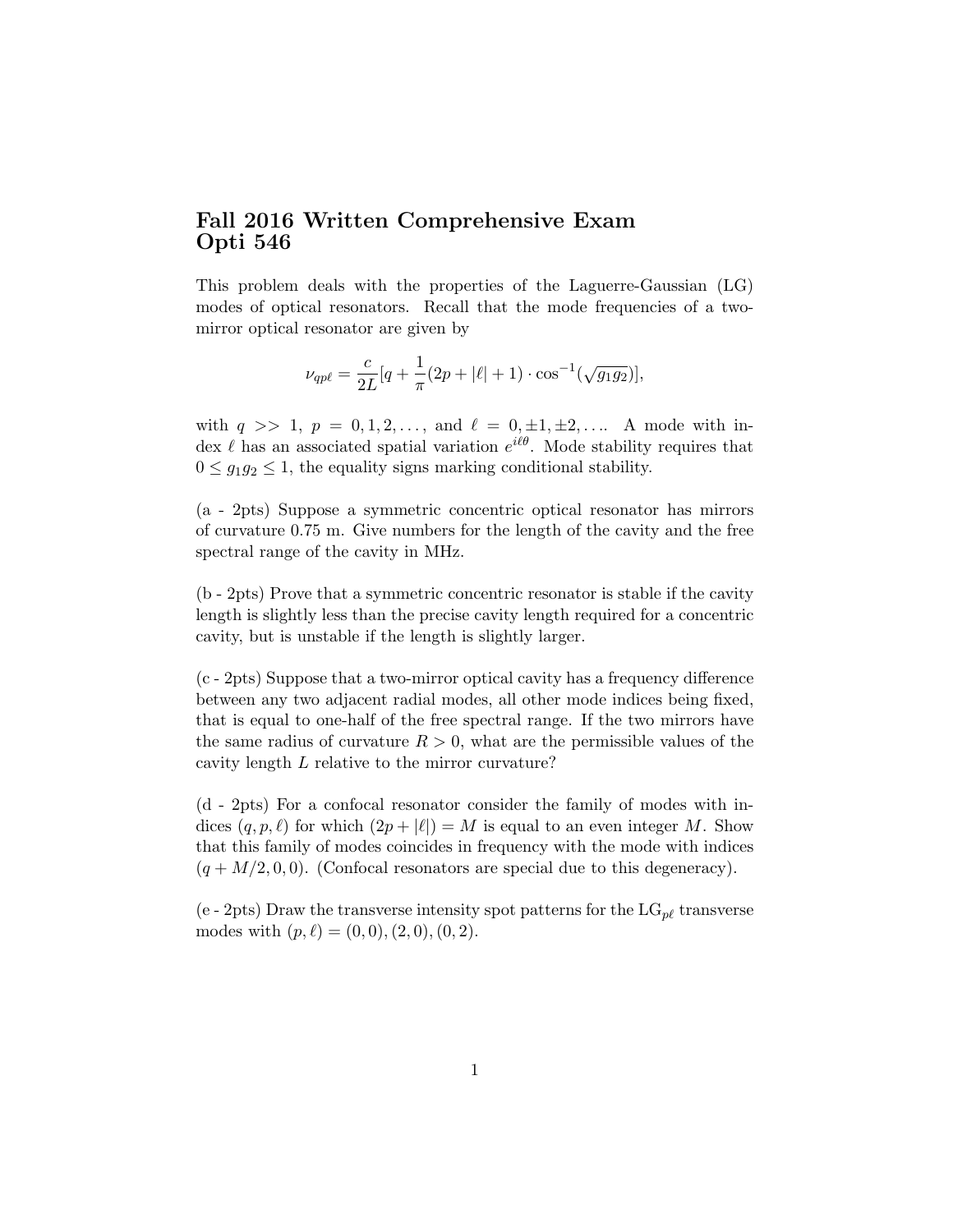# Fall 2016 Written Comprehensive Exam
# Opti 546

This problem deals with the properties of the Laguerre-Gaussian (LG) modes of optical resonators. Recall that the mode frequencies of a two-mirror optical resonator are given by

$$\nu_{qp\ell} = \frac{c}{2L}[q + \frac{1}{\pi}(2p + |\ell| + 1) \cdot \cos^{-1}(\sqrt{g_1 g_2})],$$

with $q >> 1$, $p = 0, 1, 2, \ldots,$ and $\ell = 0, \pm 1, \pm 2, \ldots$. A mode with index $\ell$ has an associated spatial variation $e^{i\ell\theta}$. Mode stability requires that $0 \leq g_1 g_2 \leq 1$, the equality signs marking conditional stability.

(a - 2pts) Suppose a symmetric concentric optical resonator has mirrors of curvature 0.75 m. Give numbers for the length of the cavity and the free spectral range of the cavity in MHz.

(b - 2pts) Prove that a symmetric concentric resonator is stable if the cavity length is slightly less than the precise cavity length required for a concentric cavity, but is unstable if the length is slightly larger.

(c - 2pts) Suppose that a two-mirror optical cavity has a frequency difference between any two adjacent radial modes, all other mode indices being fixed, that is equal to one-half of the free spectral range. If the two mirrors have the same radius of curvature $R > 0$, what are the permissible values of the cavity length $L$ relative to the mirror curvature?

(d - 2pts) For a confocal resonator consider the family of modes with indices $(q, p, \ell)$ for which $(2p + |\ell|) = M$ is equal to an even integer $M$. Show that this family of modes coincides in frequency with the mode with indices $(q + M/2, 0, 0)$. (Confocal resonators are special due to this degeneracy).

(e - 2pts) Draw the transverse intensity spot patterns for the $\text{LG}_{p\ell}$ transverse modes with $(p, \ell) = (0, 0), (2, 0), (0, 2)$.